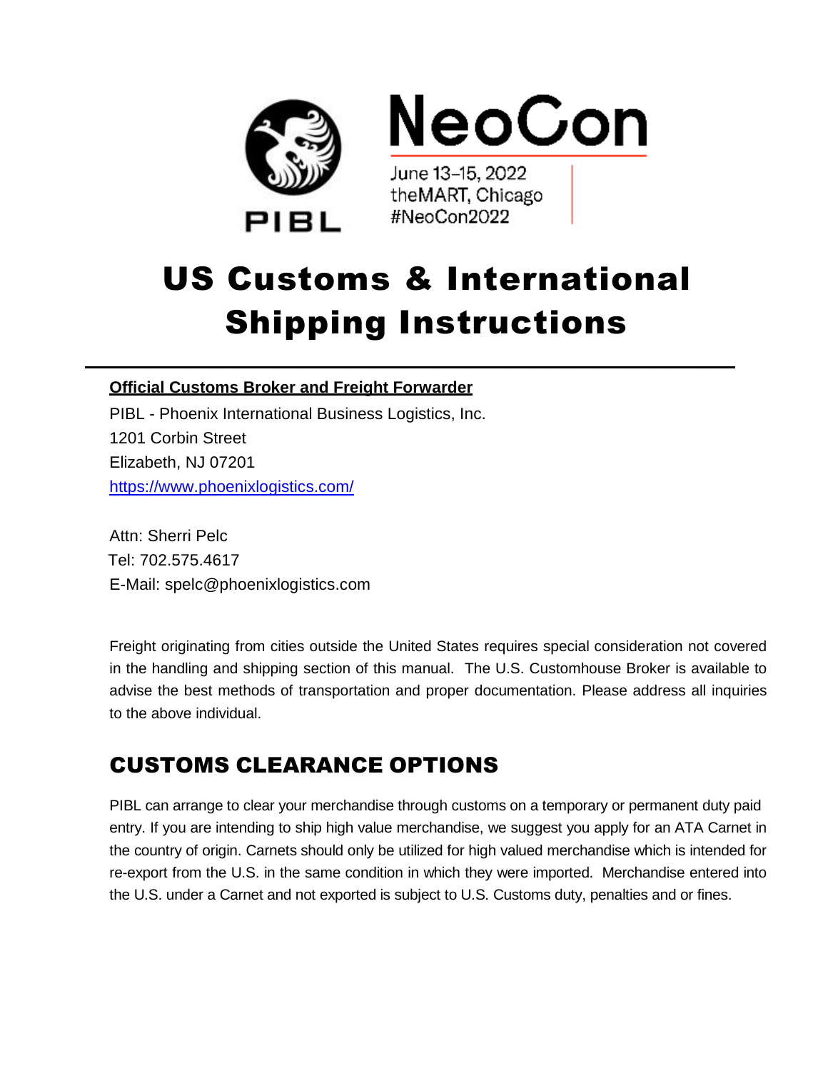NeoCon

June 13–15, 2022
theMART, Chicago
#NeoCon2022

# US Customs & International Shipping Instructions

**Official Customs Broker and Freight Forwarder**

PIBL - Phoenix International Business Logistics, Inc.
1201 Corbin Street
Elizabeth, NJ 07201
https://www.phoenixlogistics.com/

Attn: Sherri Pelc
Tel: 702.575.4617
E-Mail: spelc@phoenixlogistics.com

Freight originating from cities outside the United States requires special consideration not covered in the handling and shipping section of this manual. The U.S. Customhouse Broker is available to advise the best methods of transportation and proper documentation. Please address all inquiries to the above individual.

## CUSTOMS CLEARANCE OPTIONS

PIBL can arrange to clear your merchandise through customs on a temporary or permanent duty paid entry. If you are intending to ship high value merchandise, we suggest you apply for an ATA Carnet in the country of origin. Carnets should only be utilized for high valued merchandise which is intended for re-export from the U.S. in the same condition in which they were imported. Merchandise entered into the U.S. under a Carnet and not exported is subject to U.S. Customs duty, penalties and or fines.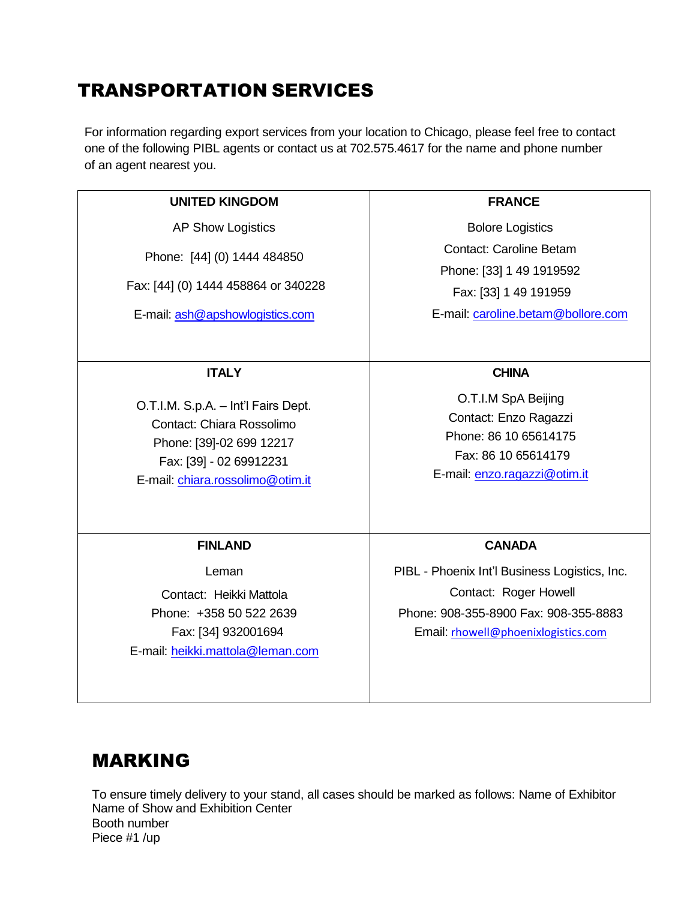# TRANSPORTATION SERVICES

For information regarding export services from your location to Chicago, please feel free to contact one of the following PIBL agents or contact us at 702.575.4617 for the name and phone number of an agent nearest you.

| UNITED KINGDOM | FRANCE |
|---|---|
| AP Show Logistics<br>Phone: [44] (0) 1444 484850<br>Fax: [44] (0) 1444 458864 or 340228<br>E-mail: ash@apshowlogistics.com | Bolore Logistics<br>Contact: Caroline Betam<br>Phone: [33] 1 49 1919592<br>Fax: [33] 1 49 191959<br>E-mail: caroline.betam@bollore.com |
| **ITALY** | **CHINA** |
| O.T.I.M. S.p.A. – Int'l Fairs Dept.<br>Contact: Chiara Rossolimo<br>Phone: [39]-02 699 12217<br>Fax: [39] - 02 69912231<br>E-mail: chiara.rossolimo@otim.it | O.T.I.M SpA Beijing<br>Contact: Enzo Ragazzi<br>Phone: 86 10 65614175<br>Fax: 86 10 65614179<br>E-mail: enzo.ragazzi@otim.it |
| **FINLAND** | **CANADA** |
| Leman<br>Contact: Heikki Mattola<br>Phone: +358 50 522 2639<br>Fax: [34] 932001694<br>E-mail: heikki.mattola@leman.com | PIBL - Phoenix Int'l Business Logistics, Inc.<br>Contact: Roger Howell<br>Phone: 908-355-8900 Fax: 908-355-8883<br>Email: rhowell@phoenixlogistics.com |

# MARKING

To ensure timely delivery to your stand, all cases should be marked as follows: Name of Exhibitor
Name of Show and Exhibition Center
Booth number
Piece #1 /up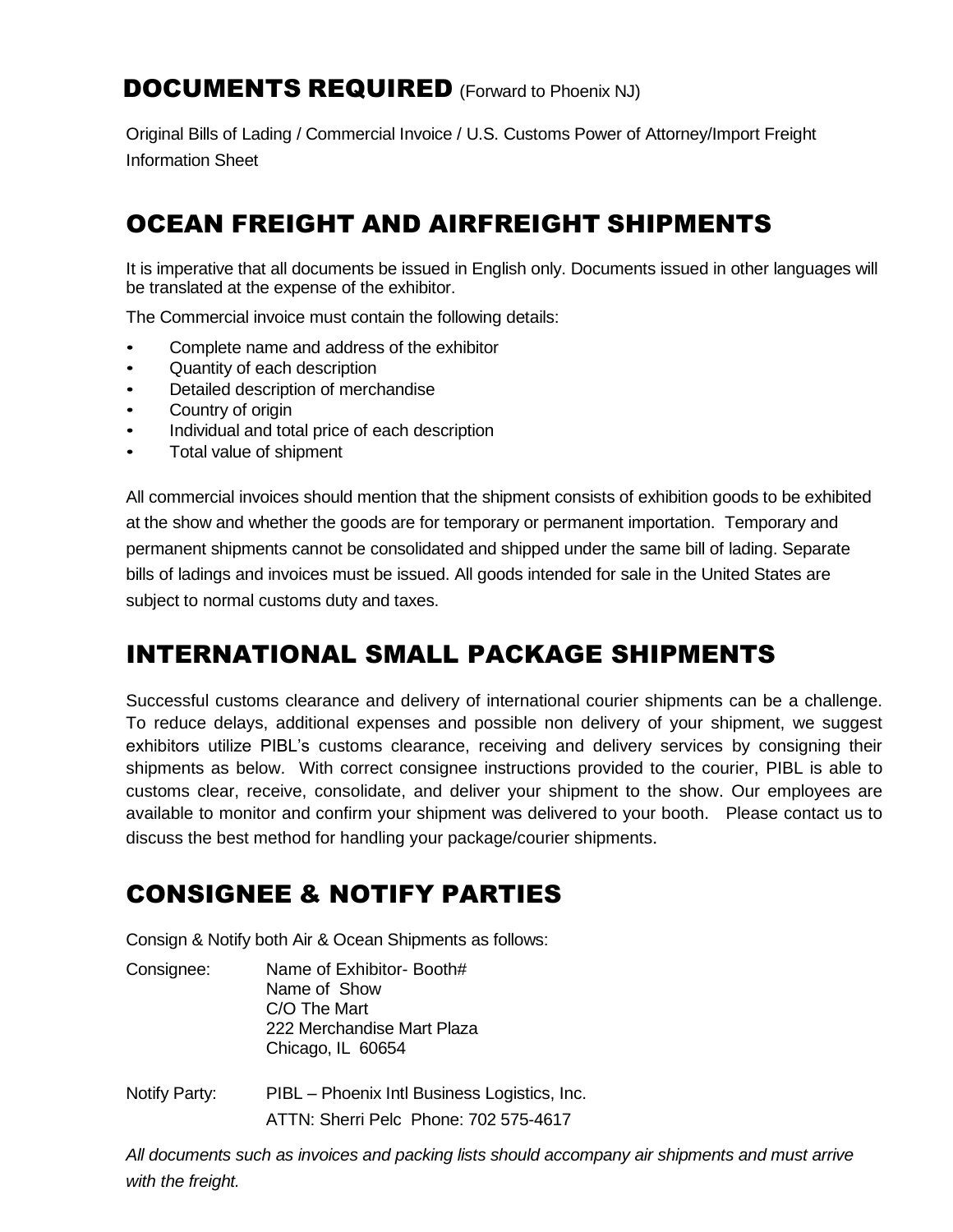## DOCUMENTS REQUIRED (Forward to Phoenix NJ)

Original Bills of Lading / Commercial Invoice / U.S. Customs Power of Attorney/Import Freight Information Sheet

## OCEAN FREIGHT AND AIRFREIGHT SHIPMENTS

It is imperative that all documents be issued in English only. Documents issued in other languages will be translated at the expense of the exhibitor.

The Commercial invoice must contain the following details:

- Complete name and address of the exhibitor
- Quantity of each description
- Detailed description of merchandise
- Country of origin
- Individual and total price of each description
- Total value of shipment

All commercial invoices should mention that the shipment consists of exhibition goods to be exhibited at the show and whether the goods are for temporary or permanent importation. Temporary and permanent shipments cannot be consolidated and shipped under the same bill of lading. Separate bills of ladings and invoices must be issued. All goods intended for sale in the United States are subject to normal customs duty and taxes.

## INTERNATIONAL SMALL PACKAGE SHIPMENTS

Successful customs clearance and delivery of international courier shipments can be a challenge. To reduce delays, additional expenses and possible non delivery of your shipment, we suggest exhibitors utilize PIBL's customs clearance, receiving and delivery services by consigning their shipments as below. With correct consignee instructions provided to the courier, PIBL is able to customs clear, receive, consolidate, and deliver your shipment to the show. Our employees are available to monitor and confirm your shipment was delivered to your booth. Please contact us to discuss the best method for handling your package/courier shipments.

## CONSIGNEE & NOTIFY PARTIES

Consign & Notify both Air & Ocean Shipments as follows:

Consignee:
Name of Exhibitor- Booth#
Name of Show
C/O The Mart
222 Merchandise Mart Plaza
Chicago, IL 60654

Notify Party:
PIBL – Phoenix Intl Business Logistics, Inc.
ATTN: Sherri Pelc Phone: 702 575-4617

*All documents such as invoices and packing lists should accompany air shipments and must arrive with the freight.*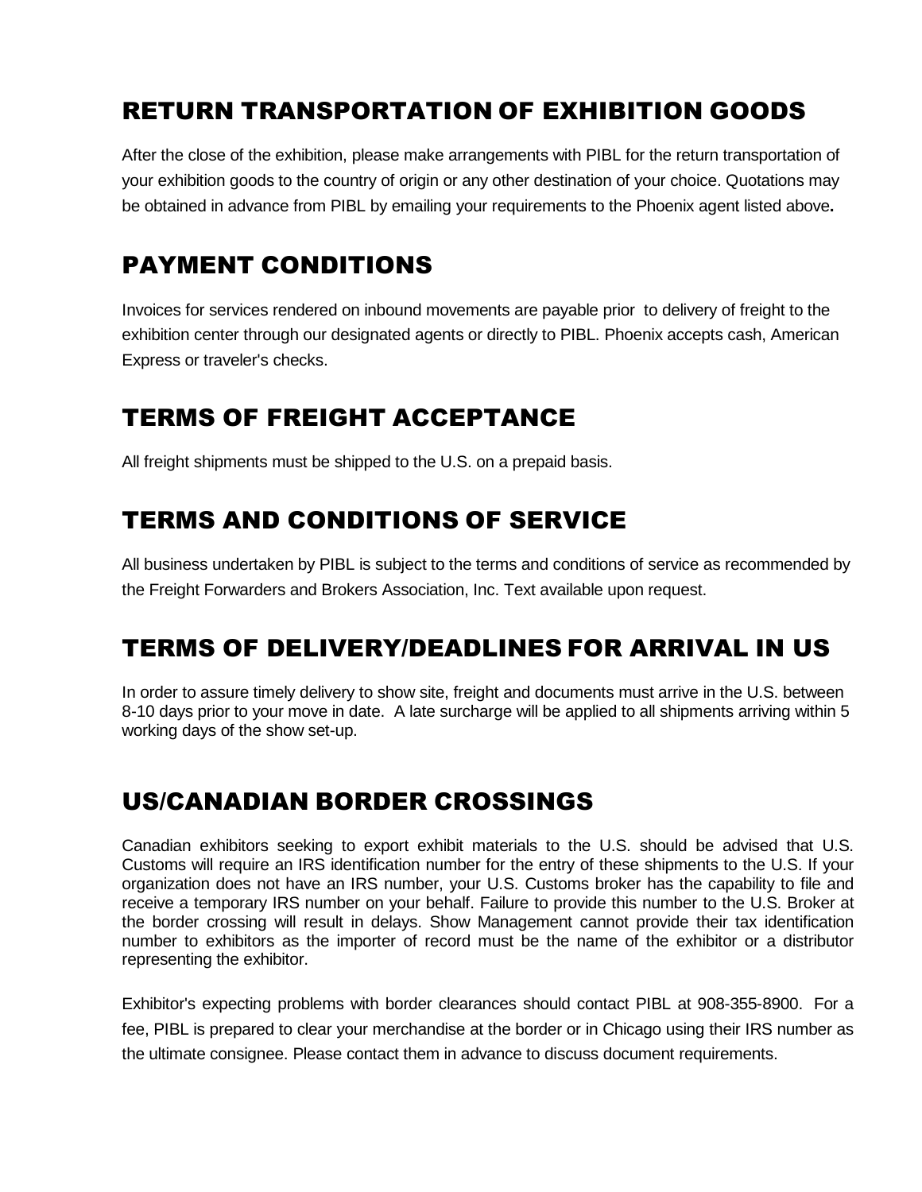## RETURN TRANSPORTATION OF EXHIBITION GOODS

After the close of the exhibition, please make arrangements with PIBL for the return transportation of your exhibition goods to the country of origin or any other destination of your choice. Quotations may be obtained in advance from PIBL by emailing your requirements to the Phoenix agent listed above**.**

## PAYMENT CONDITIONS

Invoices for services rendered on inbound movements are payable prior to delivery of freight to the exhibition center through our designated agents or directly to PIBL. Phoenix accepts cash, American Express or traveler's checks.

## TERMS OF FREIGHT ACCEPTANCE

All freight shipments must be shipped to the U.S. on a prepaid basis.

## TERMS AND CONDITIONS OF SERVICE

All business undertaken by PIBL is subject to the terms and conditions of service as recommended by the Freight Forwarders and Brokers Association, Inc. Text available upon request.

## TERMS OF DELIVERY/DEADLINES FOR ARRIVAL IN US

In order to assure timely delivery to show site, freight and documents must arrive in the U.S. between 8-10 days prior to your move in date. A late surcharge will be applied to all shipments arriving within 5 working days of the show set-up.

## US/CANADIAN BORDER CROSSINGS

Canadian exhibitors seeking to export exhibit materials to the U.S. should be advised that U.S. Customs will require an IRS identification number for the entry of these shipments to the U.S. If your organization does not have an IRS number, your U.S. Customs broker has the capability to file and receive a temporary IRS number on your behalf. Failure to provide this number to the U.S. Broker at the border crossing will result in delays. Show Management cannot provide their tax identification number to exhibitors as the importer of record must be the name of the exhibitor or a distributor representing the exhibitor.

Exhibitor's expecting problems with border clearances should contact PIBL at 908-355-8900. For a fee, PIBL is prepared to clear your merchandise at the border or in Chicago using their IRS number as the ultimate consignee. Please contact them in advance to discuss document requirements.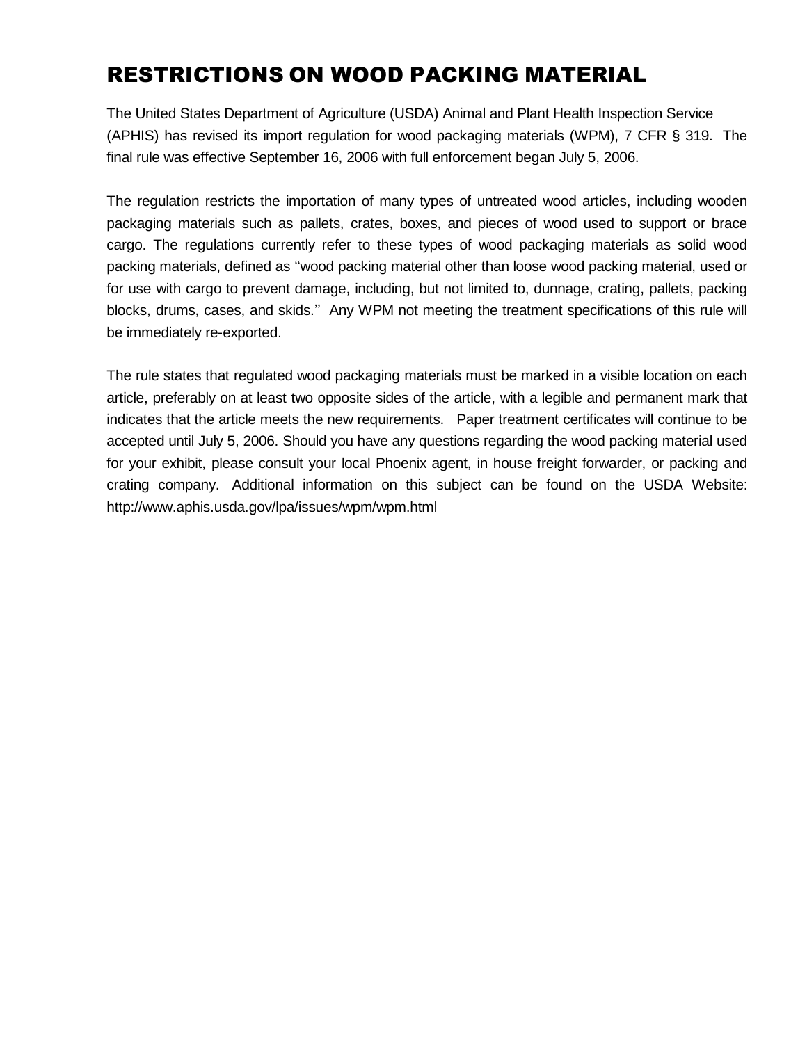# RESTRICTIONS ON WOOD PACKING MATERIAL

The United States Department of Agriculture (USDA) Animal and Plant Health Inspection Service (APHIS) has revised its import regulation for wood packaging materials (WPM), 7 CFR § 319. The final rule was effective September 16, 2006 with full enforcement began July 5, 2006.

The regulation restricts the importation of many types of untreated wood articles, including wooden packaging materials such as pallets, crates, boxes, and pieces of wood used to support or brace cargo. The regulations currently refer to these types of wood packaging materials as solid wood packing materials, defined as ''wood packing material other than loose wood packing material, used or for use with cargo to prevent damage, including, but not limited to, dunnage, crating, pallets, packing blocks, drums, cases, and skids.'' Any WPM not meeting the treatment specifications of this rule will be immediately re-exported.

The rule states that regulated wood packaging materials must be marked in a visible location on each article, preferably on at least two opposite sides of the article, with a legible and permanent mark that indicates that the article meets the new requirements. Paper treatment certificates will continue to be accepted until July 5, 2006. Should you have any questions regarding the wood packing material used for your exhibit, please consult your local Phoenix agent, in house freight forwarder, or packing and crating company. Additional information on this subject can be found on the USDA Website: http://www.aphis.usda.gov/lpa/issues/wpm/wpm.html